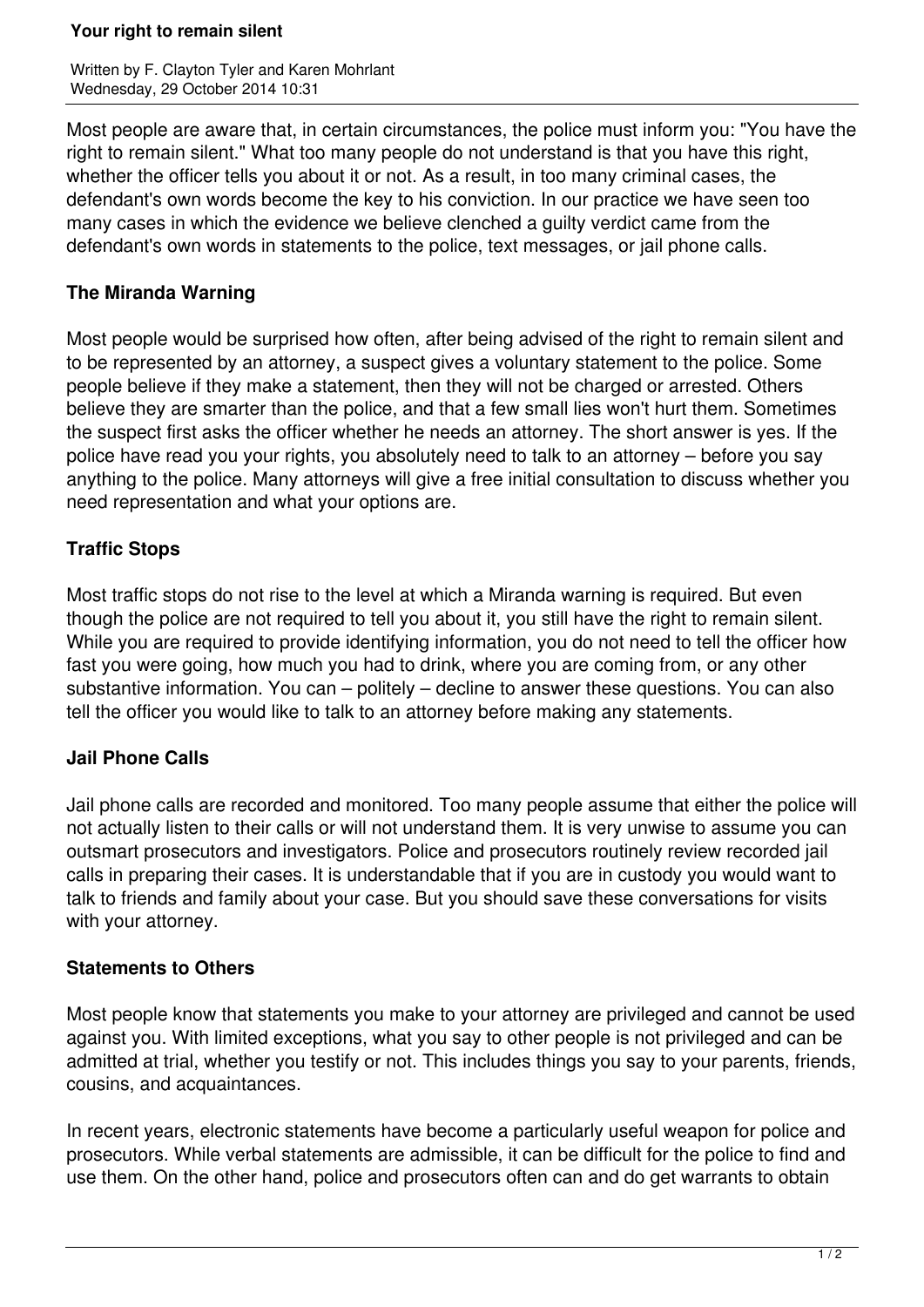# Your right to remain silent

Written by F. Clayton Tyler and Karen Mohrlant
Wednesday, 29 October 2014 10:31

Most people are aware that, in certain circumstances, the police must inform you: "You have the right to remain silent." What too many people do not understand is that you have this right, whether the officer tells you about it or not. As a result, in too many criminal cases, the defendant's own words become the key to his conviction. In our practice we have seen too many cases in which the evidence we believe clenched a guilty verdict came from the defendant's own words in statements to the police, text messages, or jail phone calls.

## The Miranda Warning

Most people would be surprised how often, after being advised of the right to remain silent and to be represented by an attorney, a suspect gives a voluntary statement to the police. Some people believe if they make a statement, then they will not be charged or arrested. Others believe they are smarter than the police, and that a few small lies won't hurt them. Sometimes the suspect first asks the officer whether he needs an attorney. The short answer is yes. If the police have read you your rights, you absolutely need to talk to an attorney – before you say anything to the police. Many attorneys will give a free initial consultation to discuss whether you need representation and what your options are.

## Traffic Stops

Most traffic stops do not rise to the level at which a Miranda warning is required. But even though the police are not required to tell you about it, you still have the right to remain silent. While you are required to provide identifying information, you do not need to tell the officer how fast you were going, how much you had to drink, where you are coming from, or any other substantive information. You can – politely – decline to answer these questions. You can also tell the officer you would like to talk to an attorney before making any statements.

## Jail Phone Calls

Jail phone calls are recorded and monitored. Too many people assume that either the police will not actually listen to their calls or will not understand them. It is very unwise to assume you can outsmart prosecutors and investigators. Police and prosecutors routinely review recorded jail calls in preparing their cases. It is understandable that if you are in custody you would want to talk to friends and family about your case. But you should save these conversations for visits with your attorney.

## Statements to Others

Most people know that statements you make to your attorney are privileged and cannot be used against you. With limited exceptions, what you say to other people is not privileged and can be admitted at trial, whether you testify or not. This includes things you say to your parents, friends, cousins, and acquaintances.

In recent years, electronic statements have become a particularly useful weapon for police and prosecutors. While verbal statements are admissible, it can be difficult for the police to find and use them. On the other hand, police and prosecutors often can and do get warrants to obtain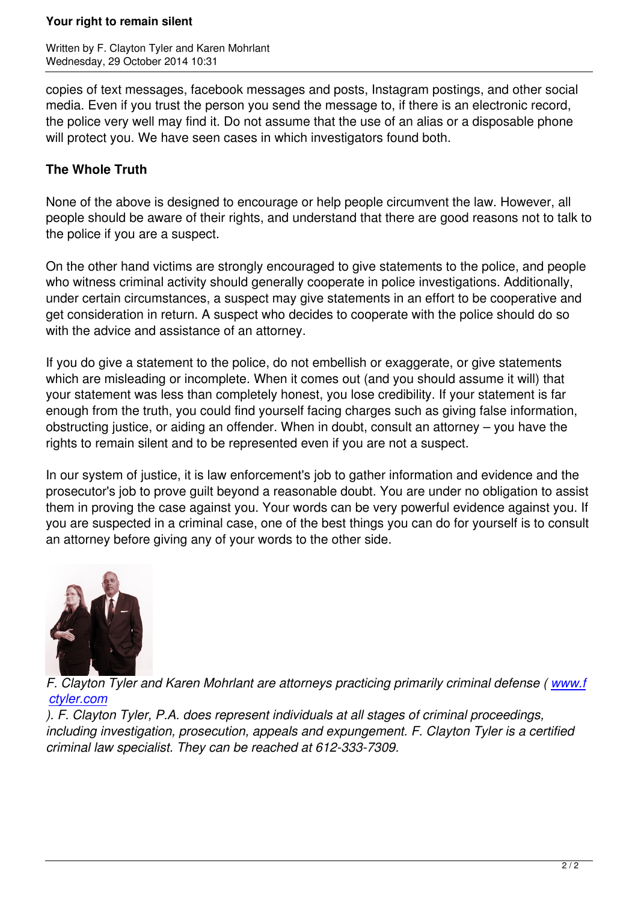copies of text messages, facebook messages and posts, Instagram postings, and other social media. Even if you trust the person you send the message to, if there is an electronic record, the police very well may find it. Do not assume that the use of an alias or a disposable phone will protect you. We have seen cases in which investigators found both.

## The Whole Truth

None of the above is designed to encourage or help people circumvent the law. However, all people should be aware of their rights, and understand that there are good reasons not to talk to the police if you are a suspect.

On the other hand victims are strongly encouraged to give statements to the police, and people who witness criminal activity should generally cooperate in police investigations. Additionally, under certain circumstances, a suspect may give statements in an effort to be cooperative and get consideration in return. A suspect who decides to cooperate with the police should do so with the advice and assistance of an attorney.

If you do give a statement to the police, do not embellish or exaggerate, or give statements which are misleading or incomplete. When it comes out (and you should assume it will) that your statement was less than completely honest, you lose credibility. If your statement is far enough from the truth, you could find yourself facing charges such as giving false information, obstructing justice, or aiding an offender. When in doubt, consult an attorney – you have the rights to remain silent and to be represented even if you are not a suspect.

In our system of justice, it is law enforcement's job to gather information and evidence and the prosecutor's job to prove guilt beyond a reasonable doubt. You are under no obligation to assist them in proving the case against you. Your words can be very powerful evidence against you. If you are suspected in a criminal case, one of the best things you can do for yourself is to consult an attorney before giving any of your words to the other side.

*F. Clayton Tyler and Karen Mohrlant are attorneys practicing primarily criminal defense ( [www.fctyler.com](http://www.fctyler.com) ). F. Clayton Tyler, P.A. does represent individuals at all stages of criminal proceedings, including investigation, prosecution, appeals and expungement. F. Clayton Tyler is a certified criminal law specialist. They can be reached at 612-333-7309.*